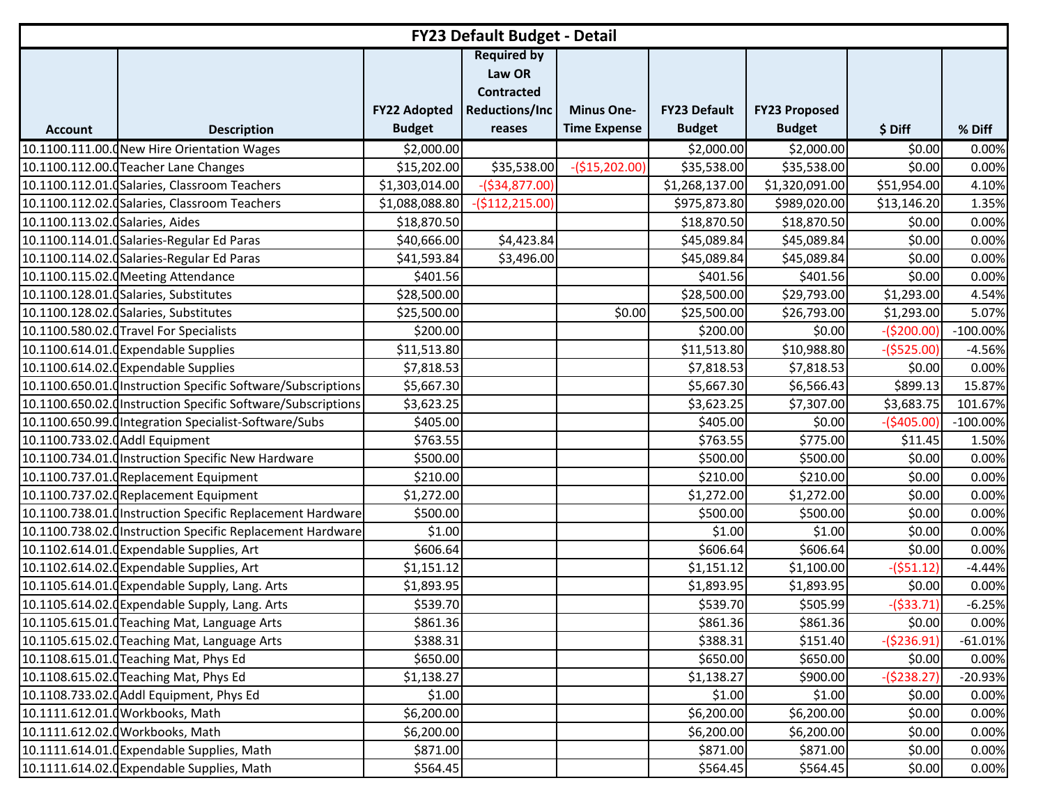| FY23 Default Budget - Detail | | | | | | | | |
|---|---|---|---|---|---|---|---|---|
| Account | Description | FY22 Adopted Budget | Required by Law OR Contracted Reductions/Increases | Minus One-Time Expense | FY23 Default Budget | FY23 Proposed Budget | $ Diff | % Diff |
| 10.1100.111.00.0 | New Hire Orientation Wages | $2,000.00 | | | $2,000.00 | $2,000.00 | $0.00 | 0.00% |
| 10.1100.112.00.0 | Teacher Lane Changes | $15,202.00 | $35,538.00 | -($15,202.00) | $35,538.00 | $35,538.00 | $0.00 | 0.00% |
| 10.1100.112.01.0 | Salaries, Classroom Teachers | $1,303,014.00 | -($34,877.00) | | $1,268,137.00 | $1,320,091.00 | $51,954.00 | 4.10% |
| 10.1100.112.02.0 | Salaries, Classroom Teachers | $1,088,088.80 | -($112,215.00) | | $975,873.80 | $989,020.00 | $13,146.20 | 1.35% |
| 10.1100.113.02.0 | Salaries, Aides | $18,870.50 | | | $18,870.50 | $18,870.50 | $0.00 | 0.00% |
| 10.1100.114.01.0 | Salaries-Regular Ed Paras | $40,666.00 | $4,423.84 | | $45,089.84 | $45,089.84 | $0.00 | 0.00% |
| 10.1100.114.02.0 | Salaries-Regular Ed Paras | $41,593.84 | $3,496.00 | | $45,089.84 | $45,089.84 | $0.00 | 0.00% |
| 10.1100.115.02.0 | Meeting Attendance | $401.56 | | | $401.56 | $401.56 | $0.00 | 0.00% |
| 10.1100.128.01.0 | Salaries, Substitutes | $28,500.00 | | | $28,500.00 | $29,793.00 | $1,293.00 | 4.54% |
| 10.1100.128.02.0 | Salaries, Substitutes | $25,500.00 | | $0.00 | $25,500.00 | $26,793.00 | $1,293.00 | 5.07% |
| 10.1100.580.02.0 | Travel For Specialists | $200.00 | | | $200.00 | $0.00 | -($200.00) | -100.00% |
| 10.1100.614.01.0 | Expendable Supplies | $11,513.80 | | | $11,513.80 | $10,988.80 | -($525.00) | -4.56% |
| 10.1100.614.02.0 | Expendable Supplies | $7,818.53 | | | $7,818.53 | $7,818.53 | $0.00 | 0.00% |
| 10.1100.650.01.0 | Instruction Specific Software/Subscriptions | $5,667.30 | | | $5,667.30 | $6,566.43 | $899.13 | 15.87% |
| 10.1100.650.02.0 | Instruction Specific Software/Subscriptions | $3,623.25 | | | $3,623.25 | $7,307.00 | $3,683.75 | 101.67% |
| 10.1100.650.99.0 | Integration Specialist-Software/Subs | $405.00 | | | $405.00 | $0.00 | -($405.00) | -100.00% |
| 10.1100.733.02.0 | Addl Equipment | $763.55 | | | $763.55 | $775.00 | $11.45 | 1.50% |
| 10.1100.734.01.0 | Instruction Specific New Hardware | $500.00 | | | $500.00 | $500.00 | $0.00 | 0.00% |
| 10.1100.737.01.0 | Replacement Equipment | $210.00 | | | $210.00 | $210.00 | $0.00 | 0.00% |
| 10.1100.737.02.0 | Replacement Equipment | $1,272.00 | | | $1,272.00 | $1,272.00 | $0.00 | 0.00% |
| 10.1100.738.01.0 | Instruction Specific Replacement Hardware | $500.00 | | | $500.00 | $500.00 | $0.00 | 0.00% |
| 10.1100.738.02.0 | Instruction Specific Replacement Hardware | $1.00 | | | $1.00 | $1.00 | $0.00 | 0.00% |
| 10.1102.614.01.0 | Expendable Supplies, Art | $606.64 | | | $606.64 | $606.64 | $0.00 | 0.00% |
| 10.1102.614.02.0 | Expendable Supplies, Art | $1,151.12 | | | $1,151.12 | $1,100.00 | -($51.12) | -4.44% |
| 10.1105.614.01.0 | Expendable Supply, Lang. Arts | $1,893.95 | | | $1,893.95 | $1,893.95 | $0.00 | 0.00% |
| 10.1105.614.02.0 | Expendable Supply, Lang. Arts | $539.70 | | | $539.70 | $505.99 | -($33.71) | -6.25% |
| 10.1105.615.01.0 | Teaching Mat, Language Arts | $861.36 | | | $861.36 | $861.36 | $0.00 | 0.00% |
| 10.1105.615.02.0 | Teaching Mat, Language Arts | $388.31 | | | $388.31 | $151.40 | -($236.91) | -61.01% |
| 10.1108.615.01.0 | Teaching Mat, Phys Ed | $650.00 | | | $650.00 | $650.00 | $0.00 | 0.00% |
| 10.1108.615.02.0 | Teaching Mat, Phys Ed | $1,138.27 | | | $1,138.27 | $900.00 | -($238.27) | -20.93% |
| 10.1108.733.02.0 | Addl Equipment, Phys Ed | $1.00 | | | $1.00 | $1.00 | $0.00 | 0.00% |
| 10.1111.612.01.0 | Workbooks, Math | $6,200.00 | | | $6,200.00 | $6,200.00 | $0.00 | 0.00% |
| 10.1111.612.02.0 | Workbooks, Math | $6,200.00 | | | $6,200.00 | $6,200.00 | $0.00 | 0.00% |
| 10.1111.614.01.0 | Expendable Supplies, Math | $871.00 | | | $871.00 | $871.00 | $0.00 | 0.00% |
| 10.1111.614.02.0 | Expendable Supplies, Math | $564.45 | | | $564.45 | $564.45 | $0.00 | 0.00% |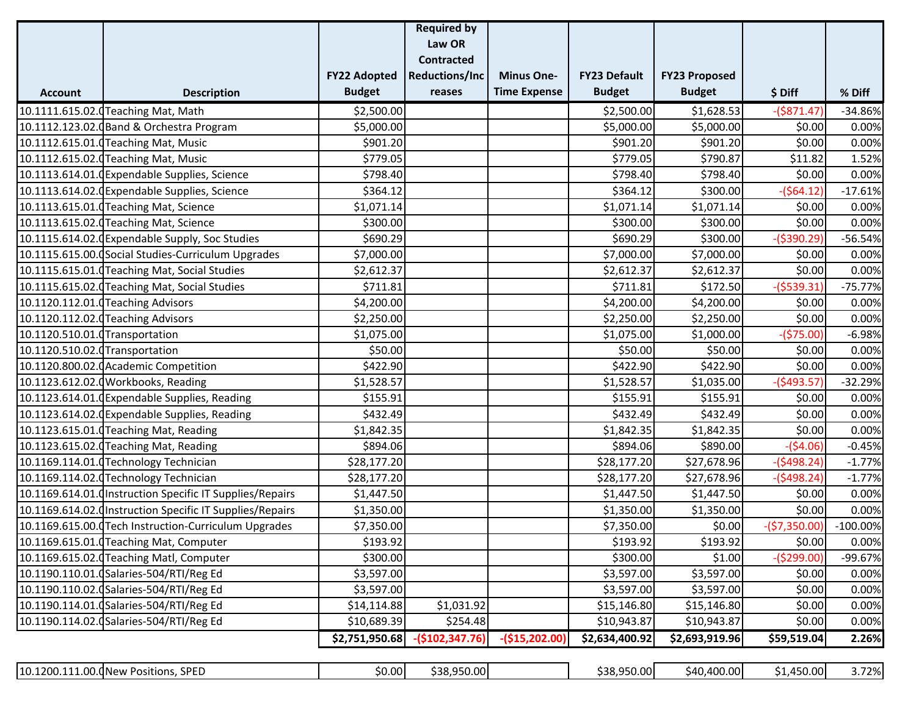| Account | Description | FY22 Adopted Budget | Required by Law OR Contracted Reductions/Increases | Minus One-Time Expense | FY23 Default Budget | FY23 Proposed Budget | $ Diff | % Diff |
|---|---|---|---|---|---|---|---|---|
| 10.1111.615.02.0 | Teaching Mat, Math | $2,500.00 | | | $2,500.00 | $1,628.53 | -($871.47) | -34.86% |
| 10.1112.123.02.0 | Band & Orchestra Program | $5,000.00 | | | $5,000.00 | $5,000.00 | $0.00 | 0.00% |
| 10.1112.615.01.0 | Teaching Mat, Music | $901.20 | | | $901.20 | $901.20 | $0.00 | 0.00% |
| 10.1112.615.02.0 | Teaching Mat, Music | $779.05 | | | $779.05 | $790.87 | $11.82 | 1.52% |
| 10.1113.614.01.0 | Expendable Supplies, Science | $798.40 | | | $798.40 | $798.40 | $0.00 | 0.00% |
| 10.1113.614.02.0 | Expendable Supplies, Science | $364.12 | | | $364.12 | $300.00 | -($64.12) | -17.61% |
| 10.1113.615.01.0 | Teaching Mat, Science | $1,071.14 | | | $1,071.14 | $1,071.14 | $0.00 | 0.00% |
| 10.1113.615.02.0 | Teaching Mat, Science | $300.00 | | | $300.00 | $300.00 | $0.00 | 0.00% |
| 10.1115.614.02.0 | Expendable Supply, Soc Studies | $690.29 | | | $690.29 | $300.00 | -($390.29) | -56.54% |
| 10.1115.615.00.0 | Social Studies-Curriculum Upgrades | $7,000.00 | | | $7,000.00 | $7,000.00 | $0.00 | 0.00% |
| 10.1115.615.01.0 | Teaching Mat, Social Studies | $2,612.37 | | | $2,612.37 | $2,612.37 | $0.00 | 0.00% |
| 10.1115.615.02.0 | Teaching Mat, Social Studies | $711.81 | | | $711.81 | $172.50 | -($539.31) | -75.77% |
| 10.1120.112.01.0 | Teaching Advisors | $4,200.00 | | | $4,200.00 | $4,200.00 | $0.00 | 0.00% |
| 10.1120.112.02.0 | Teaching Advisors | $2,250.00 | | | $2,250.00 | $2,250.00 | $0.00 | 0.00% |
| 10.1120.510.01.0 | Transportation | $1,075.00 | | | $1,075.00 | $1,000.00 | -($75.00) | -6.98% |
| 10.1120.510.02.0 | Transportation | $50.00 | | | $50.00 | $50.00 | $0.00 | 0.00% |
| 10.1120.800.02.0 | Academic Competition | $422.90 | | | $422.90 | $422.90 | $0.00 | 0.00% |
| 10.1123.612.02.0 | Workbooks, Reading | $1,528.57 | | | $1,528.57 | $1,035.00 | -($493.57) | -32.29% |
| 10.1123.614.01.0 | Expendable Supplies, Reading | $155.91 | | | $155.91 | $155.91 | $0.00 | 0.00% |
| 10.1123.614.02.0 | Expendable Supplies, Reading | $432.49 | | | $432.49 | $432.49 | $0.00 | 0.00% |
| 10.1123.615.01.0 | Teaching Mat, Reading | $1,842.35 | | | $1,842.35 | $1,842.35 | $0.00 | 0.00% |
| 10.1123.615.02.0 | Teaching Mat, Reading | $894.06 | | | $894.06 | $890.00 | -($4.06) | -0.45% |
| 10.1169.114.01.0 | Technology Technician | $28,177.20 | | | $28,177.20 | $27,678.96 | -($498.24) | -1.77% |
| 10.1169.114.02.0 | Technology Technician | $28,177.20 | | | $28,177.20 | $27,678.96 | -($498.24) | -1.77% |
| 10.1169.614.01.0 | Instruction Specific IT Supplies/Repairs | $1,447.50 | | | $1,447.50 | $1,447.50 | $0.00 | 0.00% |
| 10.1169.614.02.0 | Instruction Specific IT Supplies/Repairs | $1,350.00 | | | $1,350.00 | $1,350.00 | $0.00 | 0.00% |
| 10.1169.615.00.0 | Tech Instruction-Curriculum Upgrades | $7,350.00 | | | $7,350.00 | $0.00 | -($7,350.00) | -100.00% |
| 10.1169.615.01.0 | Teaching Mat, Computer | $193.92 | | | $193.92 | $193.92 | $0.00 | 0.00% |
| 10.1169.615.02.0 | Teaching Matl, Computer | $300.00 | | | $300.00 | $1.00 | -($299.00) | -99.67% |
| 10.1190.110.01.0 | Salaries-504/RTI/Reg Ed | $3,597.00 | | | $3,597.00 | $3,597.00 | $0.00 | 0.00% |
| 10.1190.110.02.0 | Salaries-504/RTI/Reg Ed | $3,597.00 | | | $3,597.00 | $3,597.00 | $0.00 | 0.00% |
| 10.1190.114.01.0 | Salaries-504/RTI/Reg Ed | $14,114.88 | $1,031.92 | | $15,146.80 | $15,146.80 | $0.00 | 0.00% |
| 10.1190.114.02.0 | Salaries-504/RTI/Reg Ed | $10,689.39 | $254.48 | | $10,943.87 | $10,943.87 | $0.00 | 0.00% |
| | | **$2,751,950.68** | **-($102,347.76)** | **-($15,202.00)** | **$2,634,400.92** | **$2,693,919.96** | **$59,519.04** | **2.26%** |

| Account | Description | FY22 Adopted Budget | Required by Law OR Contracted Reductions/Increases | Minus One-Time Expense | FY23 Default Budget | FY23 Proposed Budget | $ Diff | % Diff |
|---|---|---|---|---|---|---|---|---|
| 10.1200.111.00.0 | New Positions, SPED | $0.00 | $38,950.00 | | $38,950.00 | $40,400.00 | $1,450.00 | 3.72% |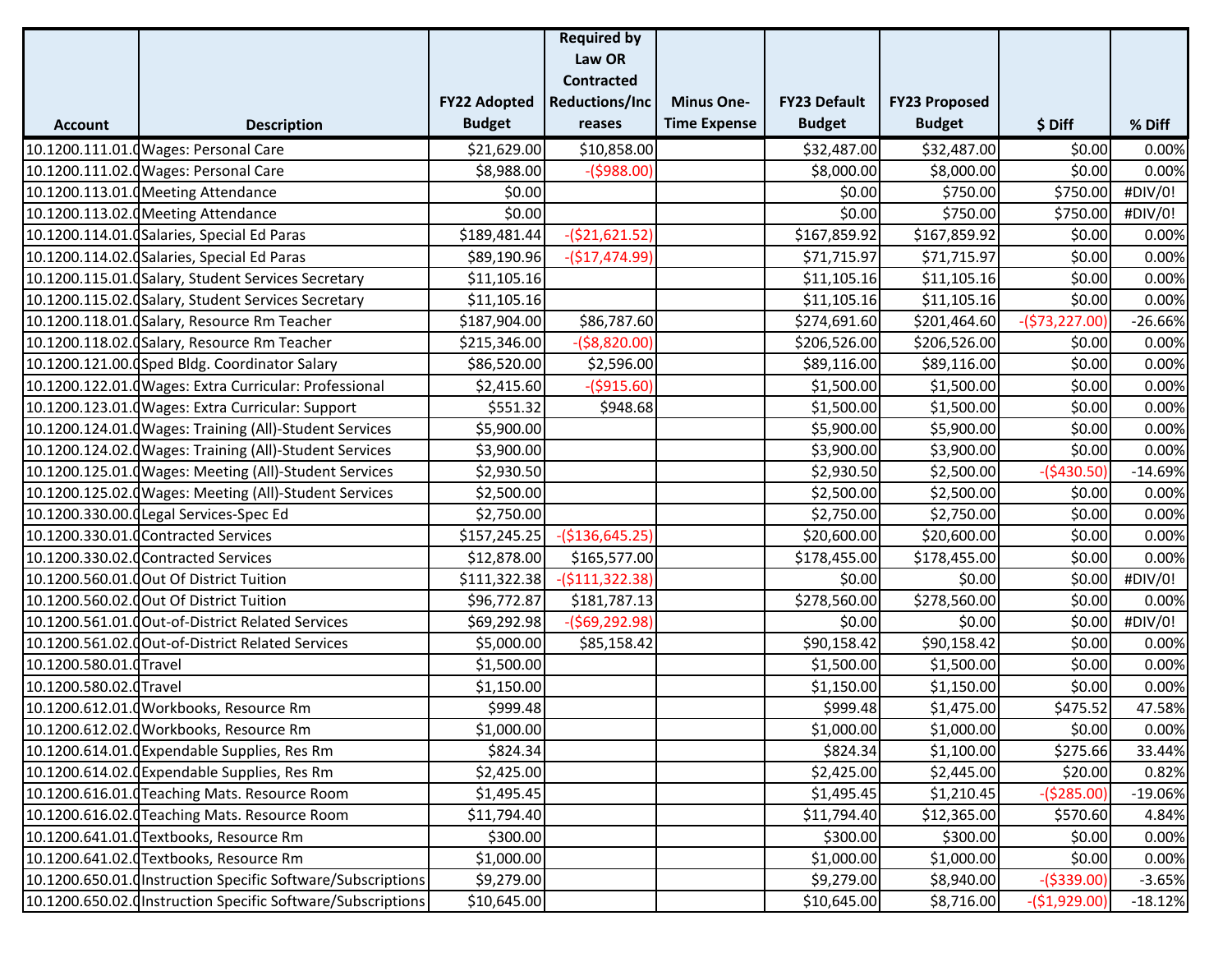| Account | Description | FY22 Adopted Budget | Required by Law OR Contracted Reductions/Increases | Minus One-Time Expense | FY23 Default Budget | FY23 Proposed Budget | $ Diff | % Diff |
|---|---|---|---|---|---|---|---|---|
| 10.1200.111.01.0 | Wages: Personal Care | $21,629.00 | $10,858.00 | | $32,487.00 | $32,487.00 | $0.00 | 0.00% |
| 10.1200.111.02.0 | Wages: Personal Care | $8,988.00 | -($988.00) | | $8,000.00 | $8,000.00 | $0.00 | 0.00% |
| 10.1200.113.01.0 | Meeting Attendance | $0.00 | | | $0.00 | $750.00 | $750.00 | #DIV/0! |
| 10.1200.113.02.0 | Meeting Attendance | $0.00 | | | $0.00 | $750.00 | $750.00 | #DIV/0! |
| 10.1200.114.01.0 | Salaries, Special Ed Paras | $189,481.44 | -($21,621.52) | | $167,859.92 | $167,859.92 | $0.00 | 0.00% |
| 10.1200.114.02.0 | Salaries, Special Ed Paras | $89,190.96 | -($17,474.99) | | $71,715.97 | $71,715.97 | $0.00 | 0.00% |
| 10.1200.115.01.0 | Salary, Student Services Secretary | $11,105.16 | | | $11,105.16 | $11,105.16 | $0.00 | 0.00% |
| 10.1200.115.02.0 | Salary, Student Services Secretary | $11,105.16 | | | $11,105.16 | $11,105.16 | $0.00 | 0.00% |
| 10.1200.118.01.0 | Salary, Resource Rm Teacher | $187,904.00 | $86,787.60 | | $274,691.60 | $201,464.60 | -($73,227.00) | -26.66% |
| 10.1200.118.02.0 | Salary, Resource Rm Teacher | $215,346.00 | -($8,820.00) | | $206,526.00 | $206,526.00 | $0.00 | 0.00% |
| 10.1200.121.00.0 | Sped Bldg. Coordinator Salary | $86,520.00 | $2,596.00 | | $89,116.00 | $89,116.00 | $0.00 | 0.00% |
| 10.1200.122.01.0 | Wages: Extra Curricular: Professional | $2,415.60 | -($915.60) | | $1,500.00 | $1,500.00 | $0.00 | 0.00% |
| 10.1200.123.01.0 | Wages: Extra Curricular: Support | $551.32 | $948.68 | | $1,500.00 | $1,500.00 | $0.00 | 0.00% |
| 10.1200.124.01.0 | Wages: Training (All)-Student Services | $5,900.00 | | | $5,900.00 | $5,900.00 | $0.00 | 0.00% |
| 10.1200.124.02.0 | Wages: Training (All)-Student Services | $3,900.00 | | | $3,900.00 | $3,900.00 | $0.00 | 0.00% |
| 10.1200.125.01.0 | Wages: Meeting (All)-Student Services | $2,930.50 | | | $2,930.50 | $2,500.00 | -($430.50) | -14.69% |
| 10.1200.125.02.0 | Wages: Meeting (All)-Student Services | $2,500.00 | | | $2,500.00 | $2,500.00 | $0.00 | 0.00% |
| 10.1200.330.00.0 | Legal Services-Spec Ed | $2,750.00 | | | $2,750.00 | $2,750.00 | $0.00 | 0.00% |
| 10.1200.330.01.0 | Contracted Services | $157,245.25 | -($136,645.25) | | $20,600.00 | $20,600.00 | $0.00 | 0.00% |
| 10.1200.330.02.0 | Contracted Services | $12,878.00 | $165,577.00 | | $178,455.00 | $178,455.00 | $0.00 | 0.00% |
| 10.1200.560.01.0 | Out Of District Tuition | $111,322.38 | -($111,322.38) | | $0.00 | $0.00 | $0.00 | #DIV/0! |
| 10.1200.560.02.0 | Out Of District Tuition | $96,772.87 | $181,787.13 | | $278,560.00 | $278,560.00 | $0.00 | 0.00% |
| 10.1200.561.01.0 | Out-of-District Related Services | $69,292.98 | -($69,292.98) | | $0.00 | $0.00 | $0.00 | #DIV/0! |
| 10.1200.561.02.0 | Out-of-District Related Services | $5,000.00 | $85,158.42 | | $90,158.42 | $90,158.42 | $0.00 | 0.00% |
| 10.1200.580.01.0 | Travel | $1,500.00 | | | $1,500.00 | $1,500.00 | $0.00 | 0.00% |
| 10.1200.580.02.0 | Travel | $1,150.00 | | | $1,150.00 | $1,150.00 | $0.00 | 0.00% |
| 10.1200.612.01.0 | Workbooks, Resource Rm | $999.48 | | | $999.48 | $1,475.00 | $475.52 | 47.58% |
| 10.1200.612.02.0 | Workbooks, Resource Rm | $1,000.00 | | | $1,000.00 | $1,000.00 | $0.00 | 0.00% |
| 10.1200.614.01.0 | Expendable Supplies, Res Rm | $824.34 | | | $824.34 | $1,100.00 | $275.66 | 33.44% |
| 10.1200.614.02.0 | Expendable Supplies, Res Rm | $2,425.00 | | | $2,425.00 | $2,445.00 | $20.00 | 0.82% |
| 10.1200.616.01.0 | Teaching Mats. Resource Room | $1,495.45 | | | $1,495.45 | $1,210.45 | -($285.00) | -19.06% |
| 10.1200.616.02.0 | Teaching Mats. Resource Room | $11,794.40 | | | $11,794.40 | $12,365.00 | $570.60 | 4.84% |
| 10.1200.641.01.0 | Textbooks, Resource Rm | $300.00 | | | $300.00 | $300.00 | $0.00 | 0.00% |
| 10.1200.641.02.0 | Textbooks, Resource Rm | $1,000.00 | | | $1,000.00 | $1,000.00 | $0.00 | 0.00% |
| 10.1200.650.01.0 | Instruction Specific Software/Subscriptions | $9,279.00 | | | $9,279.00 | $8,940.00 | -($339.00) | -3.65% |
| 10.1200.650.02.0 | Instruction Specific Software/Subscriptions | $10,645.00 | | | $10,645.00 | $8,716.00 | -($1,929.00) | -18.12% |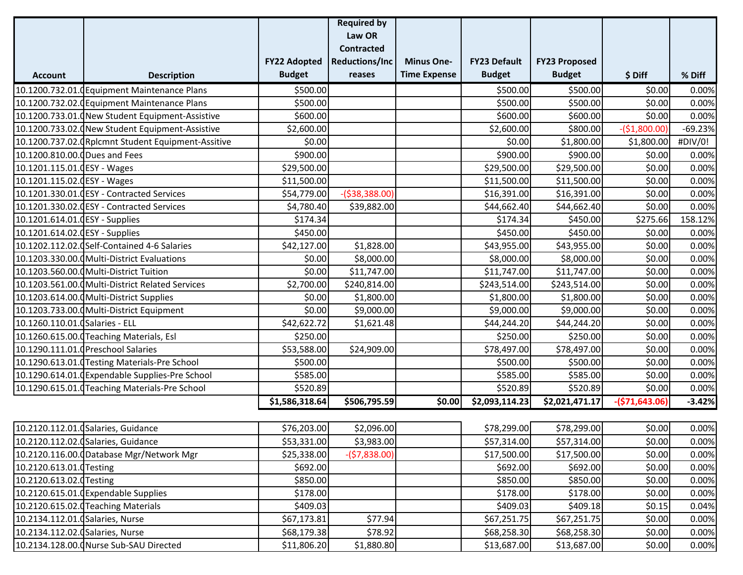| Account | Description | FY22 Adopted Budget | Required by Law OR Contracted Reductions/Increases | Minus One-Time Expense | FY23 Default Budget | FY23 Proposed Budget | $ Diff | % Diff |
|---|---|---|---|---|---|---|---|---|
| 10.1200.732.01.0 | Equipment Maintenance Plans | $500.00 | | | $500.00 | $500.00 | $0.00 | 0.00% |
| 10.1200.732.02.0 | Equipment Maintenance Plans | $500.00 | | | $500.00 | $500.00 | $0.00 | 0.00% |
| 10.1200.733.01.0 | New Student Equipment-Assistive | $600.00 | | | $600.00 | $600.00 | $0.00 | 0.00% |
| 10.1200.733.02.0 | New Student Equipment-Assistive | $2,600.00 | | | $2,600.00 | $800.00 | -($1,800.00) | -69.23% |
| 10.1200.737.02.0 | Rplcmnt Student Equipment-Assitive | $0.00 | | | $0.00 | $1,800.00 | $1,800.00 | #DIV/0! |
| 10.1200.810.00.0 | Dues and Fees | $900.00 | | | $900.00 | $900.00 | $0.00 | 0.00% |
| 10.1201.115.01.0 | ESY - Wages | $29,500.00 | | | $29,500.00 | $29,500.00 | $0.00 | 0.00% |
| 10.1201.115.02.0 | ESY - Wages | $11,500.00 | | | $11,500.00 | $11,500.00 | $0.00 | 0.00% |
| 10.1201.330.01.0 | ESY - Contracted Services | $54,779.00 | -($38,388.00) | | $16,391.00 | $16,391.00 | $0.00 | 0.00% |
| 10.1201.330.02.0 | ESY - Contracted Services | $4,780.40 | $39,882.00 | | $44,662.40 | $44,662.40 | $0.00 | 0.00% |
| 10.1201.614.01.0 | ESY - Supplies | $174.34 | | | $174.34 | $450.00 | $275.66 | 158.12% |
| 10.1201.614.02.0 | ESY - Supplies | $450.00 | | | $450.00 | $450.00 | $0.00 | 0.00% |
| 10.1202.112.02.0 | Self-Contained 4-6 Salaries | $42,127.00 | $1,828.00 | | $43,955.00 | $43,955.00 | $0.00 | 0.00% |
| 10.1203.330.00.0 | Multi-District Evaluations | $0.00 | $8,000.00 | | $8,000.00 | $8,000.00 | $0.00 | 0.00% |
| 10.1203.560.00.0 | Multi-District Tuition | $0.00 | $11,747.00 | | $11,747.00 | $11,747.00 | $0.00 | 0.00% |
| 10.1203.561.00.0 | Multi-District Related Services | $2,700.00 | $240,814.00 | | $243,514.00 | $243,514.00 | $0.00 | 0.00% |
| 10.1203.614.00.0 | Multi-District Supplies | $0.00 | $1,800.00 | | $1,800.00 | $1,800.00 | $0.00 | 0.00% |
| 10.1203.733.00.0 | Multi-District Equipment | $0.00 | $9,000.00 | | $9,000.00 | $9,000.00 | $0.00 | 0.00% |
| 10.1260.110.01.0 | Salaries - ELL | $42,622.72 | $1,621.48 | | $44,244.20 | $44,244.20 | $0.00 | 0.00% |
| 10.1260.615.00.0 | Teaching Materials, Esl | $250.00 | | | $250.00 | $250.00 | $0.00 | 0.00% |
| 10.1290.111.01.0 | Preschool Salaries | $53,588.00 | $24,909.00 | | $78,497.00 | $78,497.00 | $0.00 | 0.00% |
| 10.1290.613.01.0 | Testing Materials-Pre School | $500.00 | | | $500.00 | $500.00 | $0.00 | 0.00% |
| 10.1290.614.01.0 | Expendable Supplies-Pre School | $585.00 | | | $585.00 | $585.00 | $0.00 | 0.00% |
| 10.1290.615.01.0 | Teaching Materials-Pre School | $520.89 | | | $520.89 | $520.89 | $0.00 | 0.00% |
| | | **$1,586,318.64** | **$506,795.59** | **$0.00** | **$2,093,114.23** | **$2,021,471.17** | **-($71,643.06)** | **-3.42%** |

| Account | Description | FY22 Adopted Budget | Required by Law OR Contracted Reductions/Increases | Minus One-Time Expense | FY23 Default Budget | FY23 Proposed Budget | $ Diff | % Diff |
|---|---|---|---|---|---|---|---|---|
| 10.2120.112.01.0 | Salaries, Guidance | $76,203.00 | $2,096.00 | | $78,299.00 | $78,299.00 | $0.00 | 0.00% |
| 10.2120.112.02.0 | Salaries, Guidance | $53,331.00 | $3,983.00 | | $57,314.00 | $57,314.00 | $0.00 | 0.00% |
| 10.2120.116.00.0 | Database Mgr/Network Mgr | $25,338.00 | -($7,838.00) | | $17,500.00 | $17,500.00 | $0.00 | 0.00% |
| 10.2120.613.01.0 | Testing | $692.00 | | | $692.00 | $692.00 | $0.00 | 0.00% |
| 10.2120.613.02.0 | Testing | $850.00 | | | $850.00 | $850.00 | $0.00 | 0.00% |
| 10.2120.615.01.0 | Expendable Supplies | $178.00 | | | $178.00 | $178.00 | $0.00 | 0.00% |
| 10.2120.615.02.0 | Teaching Materials | $409.03 | | | $409.03 | $409.18 | $0.15 | 0.04% |
| 10.2134.112.01.0 | Salaries, Nurse | $67,173.81 | $77.94 | | $67,251.75 | $67,251.75 | $0.00 | 0.00% |
| 10.2134.112.02.0 | Salaries, Nurse | $68,179.38 | $78.92 | | $68,258.30 | $68,258.30 | $0.00 | 0.00% |
| 10.2134.128.00.0 | Nurse Sub-SAU Directed | $11,806.20 | $1,880.80 | | $13,687.00 | $13,687.00 | $0.00 | 0.00% |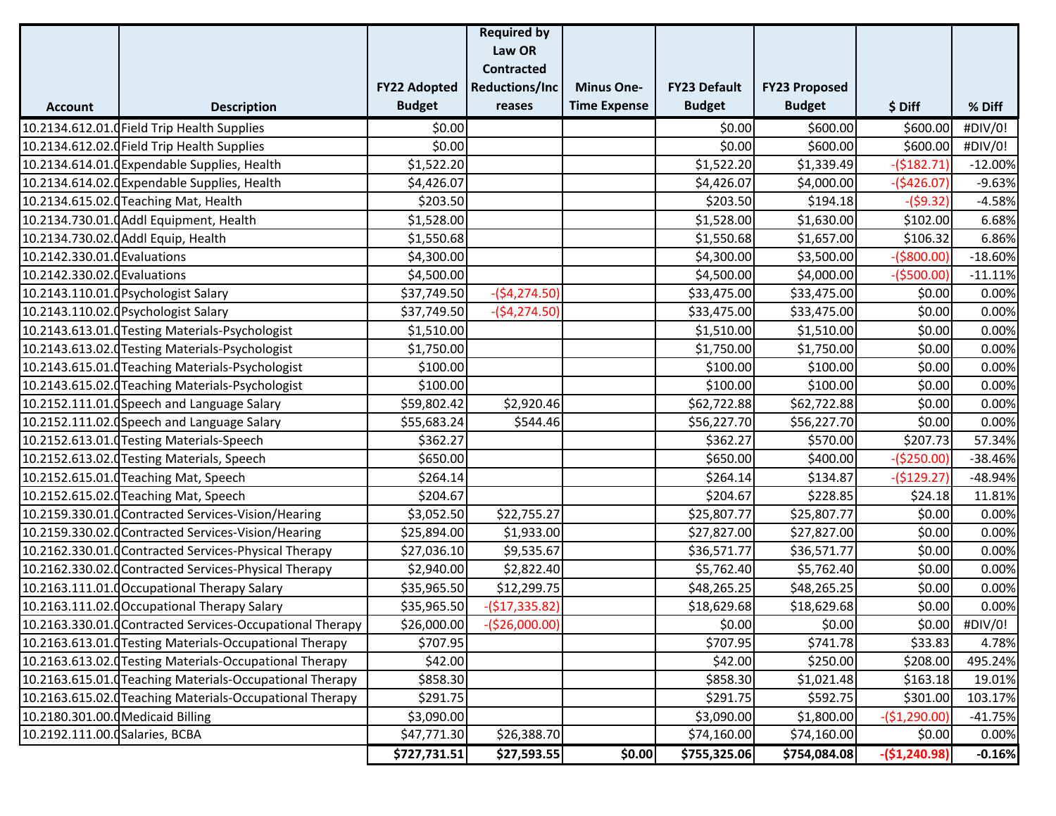| Account | Description | FY22 Adopted Budget | Required by Law OR Contracted Reductions/Increases | Minus One-Time Expense | FY23 Default Budget | FY23 Proposed Budget | $ Diff | % Diff |
|---|---|---|---|---|---|---|---|---|
| 10.2134.612.01.0 | Field Trip Health Supplies | $0.00 | | | $0.00 | $600.00 | $600.00 | #DIV/0! |
| 10.2134.612.02.0 | Field Trip Health Supplies | $0.00 | | | $0.00 | $600.00 | $600.00 | #DIV/0! |
| 10.2134.614.01.0 | Expendable Supplies, Health | $1,522.20 | | | $1,522.20 | $1,339.49 | -($182.71) | -12.00% |
| 10.2134.614.02.0 | Expendable Supplies, Health | $4,426.07 | | | $4,426.07 | $4,000.00 | -($426.07) | -9.63% |
| 10.2134.615.02.0 | Teaching Mat, Health | $203.50 | | | $203.50 | $194.18 | -($9.32) | -4.58% |
| 10.2134.730.01.0 | Addl Equipment, Health | $1,528.00 | | | $1,528.00 | $1,630.00 | $102.00 | 6.68% |
| 10.2134.730.02.0 | Addl Equip, Health | $1,550.68 | | | $1,550.68 | $1,657.00 | $106.32 | 6.86% |
| 10.2142.330.01.0 | Evaluations | $4,300.00 | | | $4,300.00 | $3,500.00 | -($800.00) | -18.60% |
| 10.2142.330.02.0 | Evaluations | $4,500.00 | | | $4,500.00 | $4,000.00 | -($500.00) | -11.11% |
| 10.2143.110.01.0 | Psychologist Salary | $37,749.50 | -($4,274.50) | | $33,475.00 | $33,475.00 | $0.00 | 0.00% |
| 10.2143.110.02.0 | Psychologist Salary | $37,749.50 | -($4,274.50) | | $33,475.00 | $33,475.00 | $0.00 | 0.00% |
| 10.2143.613.01.0 | Testing Materials-Psychologist | $1,510.00 | | | $1,510.00 | $1,510.00 | $0.00 | 0.00% |
| 10.2143.613.02.0 | Testing Materials-Psychologist | $1,750.00 | | | $1,750.00 | $1,750.00 | $0.00 | 0.00% |
| 10.2143.615.01.0 | Teaching Materials-Psychologist | $100.00 | | | $100.00 | $100.00 | $0.00 | 0.00% |
| 10.2143.615.02.0 | Teaching Materials-Psychologist | $100.00 | | | $100.00 | $100.00 | $0.00 | 0.00% |
| 10.2152.111.01.0 | Speech and Language Salary | $59,802.42 | $2,920.46 | | $62,722.88 | $62,722.88 | $0.00 | 0.00% |
| 10.2152.111.02.0 | Speech and Language Salary | $55,683.24 | $544.46 | | $56,227.70 | $56,227.70 | $0.00 | 0.00% |
| 10.2152.613.01.0 | Testing Materials-Speech | $362.27 | | | $362.27 | $570.00 | $207.73 | 57.34% |
| 10.2152.613.02.0 | Testing Materials, Speech | $650.00 | | | $650.00 | $400.00 | -($250.00) | -38.46% |
| 10.2152.615.01.0 | Teaching Mat, Speech | $264.14 | | | $264.14 | $134.87 | -($129.27) | -48.94% |
| 10.2152.615.02.0 | Teaching Mat, Speech | $204.67 | | | $204.67 | $228.85 | $24.18 | 11.81% |
| 10.2159.330.01.0 | Contracted Services-Vision/Hearing | $3,052.50 | $22,755.27 | | $25,807.77 | $25,807.77 | $0.00 | 0.00% |
| 10.2159.330.02.0 | Contracted Services-Vision/Hearing | $25,894.00 | $1,933.00 | | $27,827.00 | $27,827.00 | $0.00 | 0.00% |
| 10.2162.330.01.0 | Contracted Services-Physical Therapy | $27,036.10 | $9,535.67 | | $36,571.77 | $36,571.77 | $0.00 | 0.00% |
| 10.2162.330.02.0 | Contracted Services-Physical Therapy | $2,940.00 | $2,822.40 | | $5,762.40 | $5,762.40 | $0.00 | 0.00% |
| 10.2163.111.01.0 | Occupational Therapy Salary | $35,965.50 | $12,299.75 | | $48,265.25 | $48,265.25 | $0.00 | 0.00% |
| 10.2163.111.02.0 | Occupational Therapy Salary | $35,965.50 | -($17,335.82) | | $18,629.68 | $18,629.68 | $0.00 | 0.00% |
| 10.2163.330.01.0 | Contracted Services-Occupational Therapy | $26,000.00 | -($26,000.00) | | $0.00 | $0.00 | $0.00 | #DIV/0! |
| 10.2163.613.01.0 | Testing Materials-Occupational Therapy | $707.95 | | | $707.95 | $741.78 | $33.83 | 4.78% |
| 10.2163.613.02.0 | Testing Materials-Occupational Therapy | $42.00 | | | $42.00 | $250.00 | $208.00 | 495.24% |
| 10.2163.615.01.0 | Teaching Materials-Occupational Therapy | $858.30 | | | $858.30 | $1,021.48 | $163.18 | 19.01% |
| 10.2163.615.02.0 | Teaching Materials-Occupational Therapy | $291.75 | | | $291.75 | $592.75 | $301.00 | 103.17% |
| 10.2180.301.00.0 | Medicaid Billing | $3,090.00 | | | $3,090.00 | $1,800.00 | -($1,290.00) | -41.75% |
| 10.2192.111.00.0 | Salaries, BCBA | $47,771.30 | $26,388.70 | | $74,160.00 | $74,160.00 | $0.00 | 0.00% |
| | | **$727,731.51** | **$27,593.55** | **$0.00** | **$755,325.06** | **$754,084.08** | **-($1,240.98)** | **-0.16%** |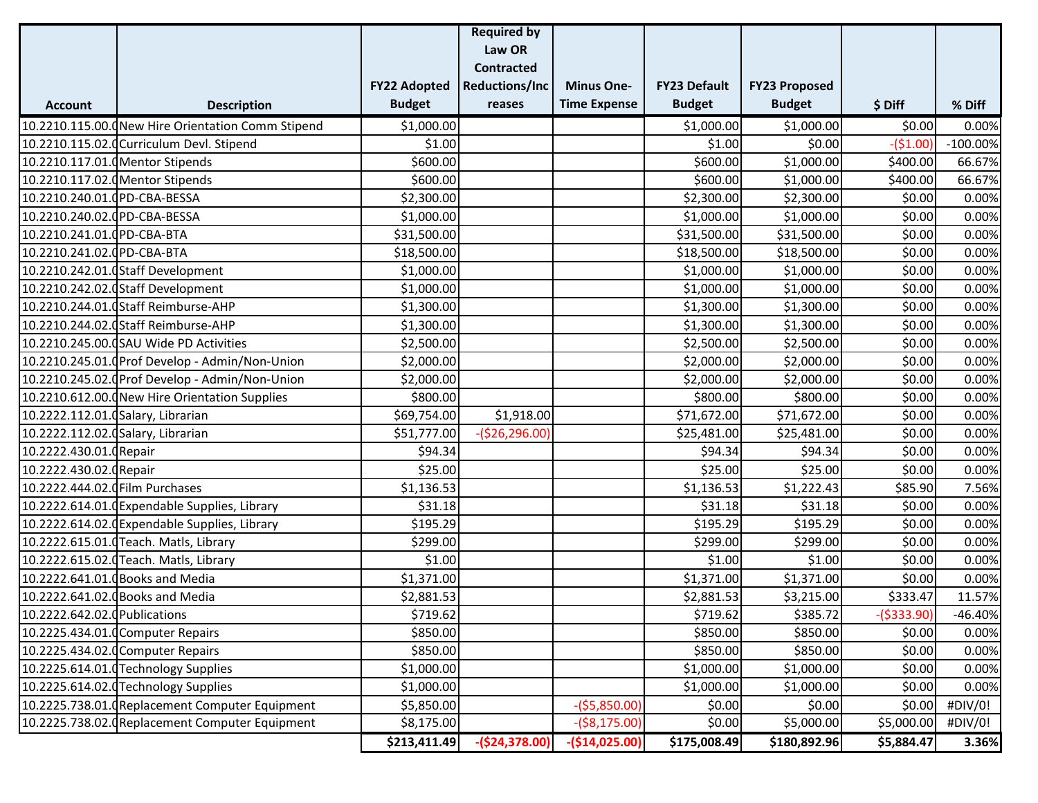| Account | Description | FY22 Adopted Budget | Required by Law OR Contracted Reductions/Increases | Minus One-Time Expense | FY23 Default Budget | FY23 Proposed Budget | $ Diff | % Diff |
|---|---|---|---|---|---|---|---|---|
| 10.2210.115.00.0 | New Hire Orientation Comm Stipend | $1,000.00 | | | $1,000.00 | $1,000.00 | $0.00 | 0.00% |
| 10.2210.115.02.0 | Curriculum Devl. Stipend | $1.00 | | | $1.00 | $0.00 | -($1.00) | -100.00% |
| 10.2210.117.01.0 | Mentor Stipends | $600.00 | | | $600.00 | $1,000.00 | $400.00 | 66.67% |
| 10.2210.117.02.0 | Mentor Stipends | $600.00 | | | $600.00 | $1,000.00 | $400.00 | 66.67% |
| 10.2210.240.01.0 | PD-CBA-BESSA | $2,300.00 | | | $2,300.00 | $2,300.00 | $0.00 | 0.00% |
| 10.2210.240.02.0 | PD-CBA-BESSA | $1,000.00 | | | $1,000.00 | $1,000.00 | $0.00 | 0.00% |
| 10.2210.241.01.0 | PD-CBA-BTA | $31,500.00 | | | $31,500.00 | $31,500.00 | $0.00 | 0.00% |
| 10.2210.241.02.0 | PD-CBA-BTA | $18,500.00 | | | $18,500.00 | $18,500.00 | $0.00 | 0.00% |
| 10.2210.242.01.0 | Staff Development | $1,000.00 | | | $1,000.00 | $1,000.00 | $0.00 | 0.00% |
| 10.2210.242.02.0 | Staff Development | $1,000.00 | | | $1,000.00 | $1,000.00 | $0.00 | 0.00% |
| 10.2210.244.01.0 | Staff Reimburse-AHP | $1,300.00 | | | $1,300.00 | $1,300.00 | $0.00 | 0.00% |
| 10.2210.244.02.0 | Staff Reimburse-AHP | $1,300.00 | | | $1,300.00 | $1,300.00 | $0.00 | 0.00% |
| 10.2210.245.00.0 | SAU Wide PD Activities | $2,500.00 | | | $2,500.00 | $2,500.00 | $0.00 | 0.00% |
| 10.2210.245.01.0 | Prof Develop - Admin/Non-Union | $2,000.00 | | | $2,000.00 | $2,000.00 | $0.00 | 0.00% |
| 10.2210.245.02.0 | Prof Develop - Admin/Non-Union | $2,000.00 | | | $2,000.00 | $2,000.00 | $0.00 | 0.00% |
| 10.2210.612.00.0 | New Hire Orientation Supplies | $800.00 | | | $800.00 | $800.00 | $0.00 | 0.00% |
| 10.2222.112.01.0 | Salary, Librarian | $69,754.00 | $1,918.00 | | $71,672.00 | $71,672.00 | $0.00 | 0.00% |
| 10.2222.112.02.0 | Salary, Librarian | $51,777.00 | -($26,296.00) | | $25,481.00 | $25,481.00 | $0.00 | 0.00% |
| 10.2222.430.01.0 | Repair | $94.34 | | | $94.34 | $94.34 | $0.00 | 0.00% |
| 10.2222.430.02.0 | Repair | $25.00 | | | $25.00 | $25.00 | $0.00 | 0.00% |
| 10.2222.444.02.0 | Film Purchases | $1,136.53 | | | $1,136.53 | $1,222.43 | $85.90 | 7.56% |
| 10.2222.614.01.0 | Expendable Supplies, Library | $31.18 | | | $31.18 | $31.18 | $0.00 | 0.00% |
| 10.2222.614.02.0 | Expendable Supplies, Library | $195.29 | | | $195.29 | $195.29 | $0.00 | 0.00% |
| 10.2222.615.01.0 | Teach. Matls, Library | $299.00 | | | $299.00 | $299.00 | $0.00 | 0.00% |
| 10.2222.615.02.0 | Teach. Matls, Library | $1.00 | | | $1.00 | $1.00 | $0.00 | 0.00% |
| 10.2222.641.01.0 | Books and Media | $1,371.00 | | | $1,371.00 | $1,371.00 | $0.00 | 0.00% |
| 10.2222.641.02.0 | Books and Media | $2,881.53 | | | $2,881.53 | $3,215.00 | $333.47 | 11.57% |
| 10.2222.642.02.0 | Publications | $719.62 | | | $719.62 | $385.72 | -($333.90) | -46.40% |
| 10.2225.434.01.0 | Computer Repairs | $850.00 | | | $850.00 | $850.00 | $0.00 | 0.00% |
| 10.2225.434.02.0 | Computer Repairs | $850.00 | | | $850.00 | $850.00 | $0.00 | 0.00% |
| 10.2225.614.01.0 | Technology Supplies | $1,000.00 | | | $1,000.00 | $1,000.00 | $0.00 | 0.00% |
| 10.2225.614.02.0 | Technology Supplies | $1,000.00 | | | $1,000.00 | $1,000.00 | $0.00 | 0.00% |
| 10.2225.738.01.0 | Replacement Computer Equipment | $5,850.00 | | -($5,850.00) | $0.00 | $0.00 | $0.00 | #DIV/0! |
| 10.2225.738.02.0 | Replacement Computer Equipment | $8,175.00 | | -($8,175.00) | $0.00 | $5,000.00 | $5,000.00 | #DIV/0! |
| | | **$213,411.49** | **-($24,378.00)** | **-($14,025.00)** | **$175,008.49** | **$180,892.96** | **$5,884.47** | **3.36%** |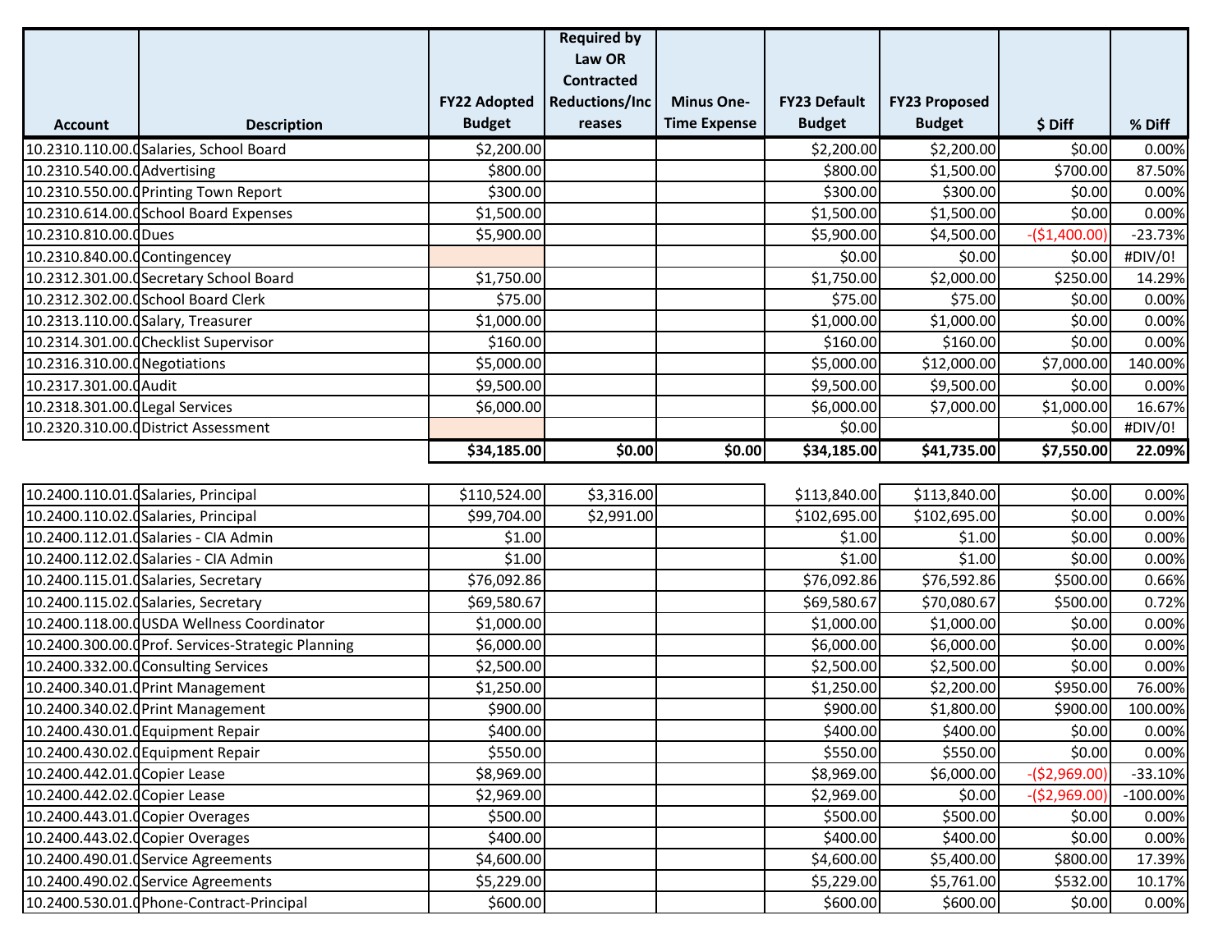| Account | Description | FY22 Adopted Budget | Required by Law OR Contracted Reductions/Increases | Minus One-Time Expense | FY23 Default Budget | FY23 Proposed Budget | $ Diff | % Diff |
|---|---|---|---|---|---|---|---|---|
| 10.2310.110.00.0 | Salaries, School Board | $2,200.00 | | | $2,200.00 | $2,200.00 | $0.00 | 0.00% |
| 10.2310.540.00.0 | Advertising | $800.00 | | | $800.00 | $1,500.00 | $700.00 | 87.50% |
| 10.2310.550.00.0 | Printing Town Report | $300.00 | | | $300.00 | $300.00 | $0.00 | 0.00% |
| 10.2310.614.00.0 | School Board Expenses | $1,500.00 | | | $1,500.00 | $1,500.00 | $0.00 | 0.00% |
| 10.2310.810.00.0 | Dues | $5,900.00 | | | $5,900.00 | $4,500.00 | -($1,400.00) | -23.73% |
| 10.2310.840.00.0 | Contingencey | | | | $0.00 | $0.00 | $0.00 | #DIV/0! |
| 10.2312.301.00.0 | Secretary School Board | $1,750.00 | | | $1,750.00 | $2,000.00 | $250.00 | 14.29% |
| 10.2312.302.00.0 | School Board Clerk | $75.00 | | | $75.00 | $75.00 | $0.00 | 0.00% |
| 10.2313.110.00.0 | Salary, Treasurer | $1,000.00 | | | $1,000.00 | $1,000.00 | $0.00 | 0.00% |
| 10.2314.301.00.0 | Checklist Supervisor | $160.00 | | | $160.00 | $160.00 | $0.00 | 0.00% |
| 10.2316.310.00.0 | Negotiations | $5,000.00 | | | $5,000.00 | $12,000.00 | $7,000.00 | 140.00% |
| 10.2317.301.00.0 | Audit | $9,500.00 | | | $9,500.00 | $9,500.00 | $0.00 | 0.00% |
| 10.2318.301.00.0 | Legal Services | $6,000.00 | | | $6,000.00 | $7,000.00 | $1,000.00 | 16.67% |
| 10.2320.310.00.0 | District Assessment | | | | $0.00 | | $0.00 | #DIV/0! |
| | | **$34,185.00** | **$0.00** | **$0.00** | **$34,185.00** | **$41,735.00** | **$7,550.00** | **22.09%** |

| Account | Description | FY22 Adopted Budget | Required by Law OR Contracted Reductions/Increases | Minus One-Time Expense | FY23 Default Budget | FY23 Proposed Budget | $ Diff | % Diff |
|---|---|---|---|---|---|---|---|---|
| 10.2400.110.01.0 | Salaries, Principal | $110,524.00 | $3,316.00 | | $113,840.00 | $113,840.00 | $0.00 | 0.00% |
| 10.2400.110.02.0 | Salaries, Principal | $99,704.00 | $2,991.00 | | $102,695.00 | $102,695.00 | $0.00 | 0.00% |
| 10.2400.112.01.0 | Salaries - CIA Admin | $1.00 | | | $1.00 | $1.00 | $0.00 | 0.00% |
| 10.2400.112.02.0 | Salaries - CIA Admin | $1.00 | | | $1.00 | $1.00 | $0.00 | 0.00% |
| 10.2400.115.01.0 | Salaries, Secretary | $76,092.86 | | | $76,092.86 | $76,592.86 | $500.00 | 0.66% |
| 10.2400.115.02.0 | Salaries, Secretary | $69,580.67 | | | $69,580.67 | $70,080.67 | $500.00 | 0.72% |
| 10.2400.118.00.0 | USDA Wellness Coordinator | $1,000.00 | | | $1,000.00 | $1,000.00 | $0.00 | 0.00% |
| 10.2400.300.00.0 | Prof. Services-Strategic Planning | $6,000.00 | | | $6,000.00 | $6,000.00 | $0.00 | 0.00% |
| 10.2400.332.00.0 | Consulting Services | $2,500.00 | | | $2,500.00 | $2,500.00 | $0.00 | 0.00% |
| 10.2400.340.01.0 | Print Management | $1,250.00 | | | $1,250.00 | $2,200.00 | $950.00 | 76.00% |
| 10.2400.340.02.0 | Print Management | $900.00 | | | $900.00 | $1,800.00 | $900.00 | 100.00% |
| 10.2400.430.01.0 | Equipment Repair | $400.00 | | | $400.00 | $400.00 | $0.00 | 0.00% |
| 10.2400.430.02.0 | Equipment Repair | $550.00 | | | $550.00 | $550.00 | $0.00 | 0.00% |
| 10.2400.442.01.0 | Copier Lease | $8,969.00 | | | $8,969.00 | $6,000.00 | -($2,969.00) | -33.10% |
| 10.2400.442.02.0 | Copier Lease | $2,969.00 | | | $2,969.00 | $0.00 | -($2,969.00) | -100.00% |
| 10.2400.443.01.0 | Copier Overages | $500.00 | | | $500.00 | $500.00 | $0.00 | 0.00% |
| 10.2400.443.02.0 | Copier Overages | $400.00 | | | $400.00 | $400.00 | $0.00 | 0.00% |
| 10.2400.490.01.0 | Service Agreements | $4,600.00 | | | $4,600.00 | $5,400.00 | $800.00 | 17.39% |
| 10.2400.490.02.0 | Service Agreements | $5,229.00 | | | $5,229.00 | $5,761.00 | $532.00 | 10.17% |
| 10.2400.530.01.0 | Phone-Contract-Principal | $600.00 | | | $600.00 | $600.00 | $0.00 | 0.00% |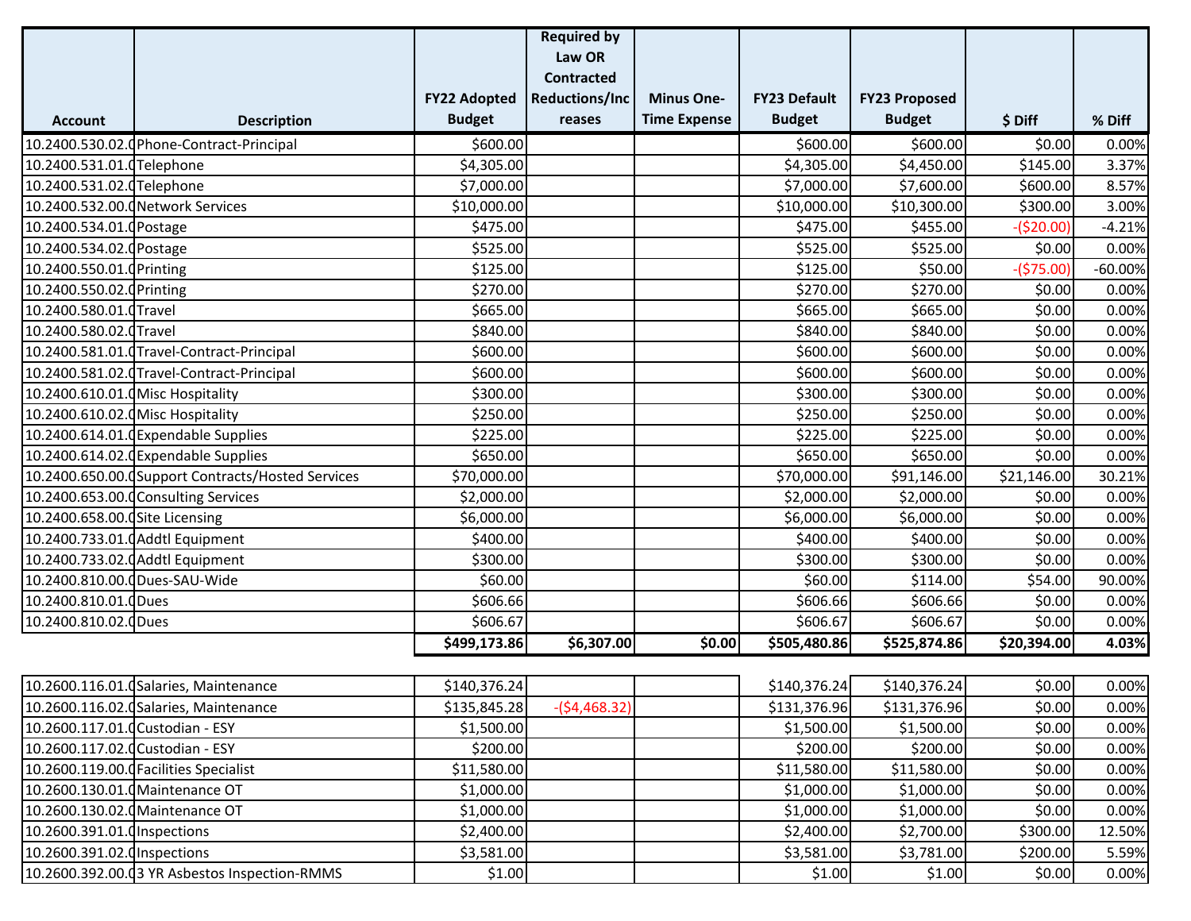| Account | Description | FY22 Adopted Budget | Required by Law OR Contracted Reductions/Increases | Minus One-Time Expense | FY23 Default Budget | FY23 Proposed Budget | $ Diff | % Diff |
|---|---|---|---|---|---|---|---|---|
| 10.2400.530.02.0 | Phone-Contract-Principal | $600.00 | | | $600.00 | $600.00 | $0.00 | 0.00% |
| 10.2400.531.01.0 | Telephone | $4,305.00 | | | $4,305.00 | $4,450.00 | $145.00 | 3.37% |
| 10.2400.531.02.0 | Telephone | $7,000.00 | | | $7,000.00 | $7,600.00 | $600.00 | 8.57% |
| 10.2400.532.00.0 | Network Services | $10,000.00 | | | $10,000.00 | $10,300.00 | $300.00 | 3.00% |
| 10.2400.534.01.0 | Postage | $475.00 | | | $475.00 | $455.00 | -($20.00) | -4.21% |
| 10.2400.534.02.0 | Postage | $525.00 | | | $525.00 | $525.00 | $0.00 | 0.00% |
| 10.2400.550.01.0 | Printing | $125.00 | | | $125.00 | $50.00 | -($75.00) | -60.00% |
| 10.2400.550.02.0 | Printing | $270.00 | | | $270.00 | $270.00 | $0.00 | 0.00% |
| 10.2400.580.01.0 | Travel | $665.00 | | | $665.00 | $665.00 | $0.00 | 0.00% |
| 10.2400.580.02.0 | Travel | $840.00 | | | $840.00 | $840.00 | $0.00 | 0.00% |
| 10.2400.581.01.0 | Travel-Contract-Principal | $600.00 | | | $600.00 | $600.00 | $0.00 | 0.00% |
| 10.2400.581.02.0 | Travel-Contract-Principal | $600.00 | | | $600.00 | $600.00 | $0.00 | 0.00% |
| 10.2400.610.01.0 | Misc Hospitality | $300.00 | | | $300.00 | $300.00 | $0.00 | 0.00% |
| 10.2400.610.02.0 | Misc Hospitality | $250.00 | | | $250.00 | $250.00 | $0.00 | 0.00% |
| 10.2400.614.01.0 | Expendable Supplies | $225.00 | | | $225.00 | $225.00 | $0.00 | 0.00% |
| 10.2400.614.02.0 | Expendable Supplies | $650.00 | | | $650.00 | $650.00 | $0.00 | 0.00% |
| 10.2400.650.00.0 | Support Contracts/Hosted Services | $70,000.00 | | | $70,000.00 | $91,146.00 | $21,146.00 | 30.21% |
| 10.2400.653.00.0 | Consulting Services | $2,000.00 | | | $2,000.00 | $2,000.00 | $0.00 | 0.00% |
| 10.2400.658.00.0 | Site Licensing | $6,000.00 | | | $6,000.00 | $6,000.00 | $0.00 | 0.00% |
| 10.2400.733.01.0 | Addtl Equipment | $400.00 | | | $400.00 | $400.00 | $0.00 | 0.00% |
| 10.2400.733.02.0 | Addtl Equipment | $300.00 | | | $300.00 | $300.00 | $0.00 | 0.00% |
| 10.2400.810.00.0 | Dues-SAU-Wide | $60.00 | | | $60.00 | $114.00 | $54.00 | 90.00% |
| 10.2400.810.01.0 | Dues | $606.66 | | | $606.66 | $606.66 | $0.00 | 0.00% |
| 10.2400.810.02.0 | Dues | $606.67 | | | $606.67 | $606.67 | $0.00 | 0.00% |
| | | **$499,173.86** | **$6,307.00** | **$0.00** | **$505,480.86** | **$525,874.86** | **$20,394.00** | **4.03%** |

| Account | Description | FY22 Adopted Budget | Required by Law OR Contracted Reductions/Increases | Minus One-Time Expense | FY23 Default Budget | FY23 Proposed Budget | $ Diff | % Diff |
|---|---|---|---|---|---|---|---|---|
| 10.2600.116.01.0 | Salaries, Maintenance | $140,376.24 | | | $140,376.24 | $140,376.24 | $0.00 | 0.00% |
| 10.2600.116.02.0 | Salaries, Maintenance | $135,845.28 | -($4,468.32) | | $131,376.96 | $131,376.96 | $0.00 | 0.00% |
| 10.2600.117.01.0 | Custodian - ESY | $1,500.00 | | | $1,500.00 | $1,500.00 | $0.00 | 0.00% |
| 10.2600.117.02.0 | Custodian - ESY | $200.00 | | | $200.00 | $200.00 | $0.00 | 0.00% |
| 10.2600.119.00.0 | Facilities Specialist | $11,580.00 | | | $11,580.00 | $11,580.00 | $0.00 | 0.00% |
| 10.2600.130.01.0 | Maintenance OT | $1,000.00 | | | $1,000.00 | $1,000.00 | $0.00 | 0.00% |
| 10.2600.130.02.0 | Maintenance OT | $1,000.00 | | | $1,000.00 | $1,000.00 | $0.00 | 0.00% |
| 10.2600.391.01.0 | Inspections | $2,400.00 | | | $2,400.00 | $2,700.00 | $300.00 | 12.50% |
| 10.2600.391.02.0 | Inspections | $3,581.00 | | | $3,581.00 | $3,781.00 | $200.00 | 5.59% |
| 10.2600.392.00.0 | 3 YR Asbestos Inspection-RMMS | $1.00 | | | $1.00 | $1.00 | $0.00 | 0.00% |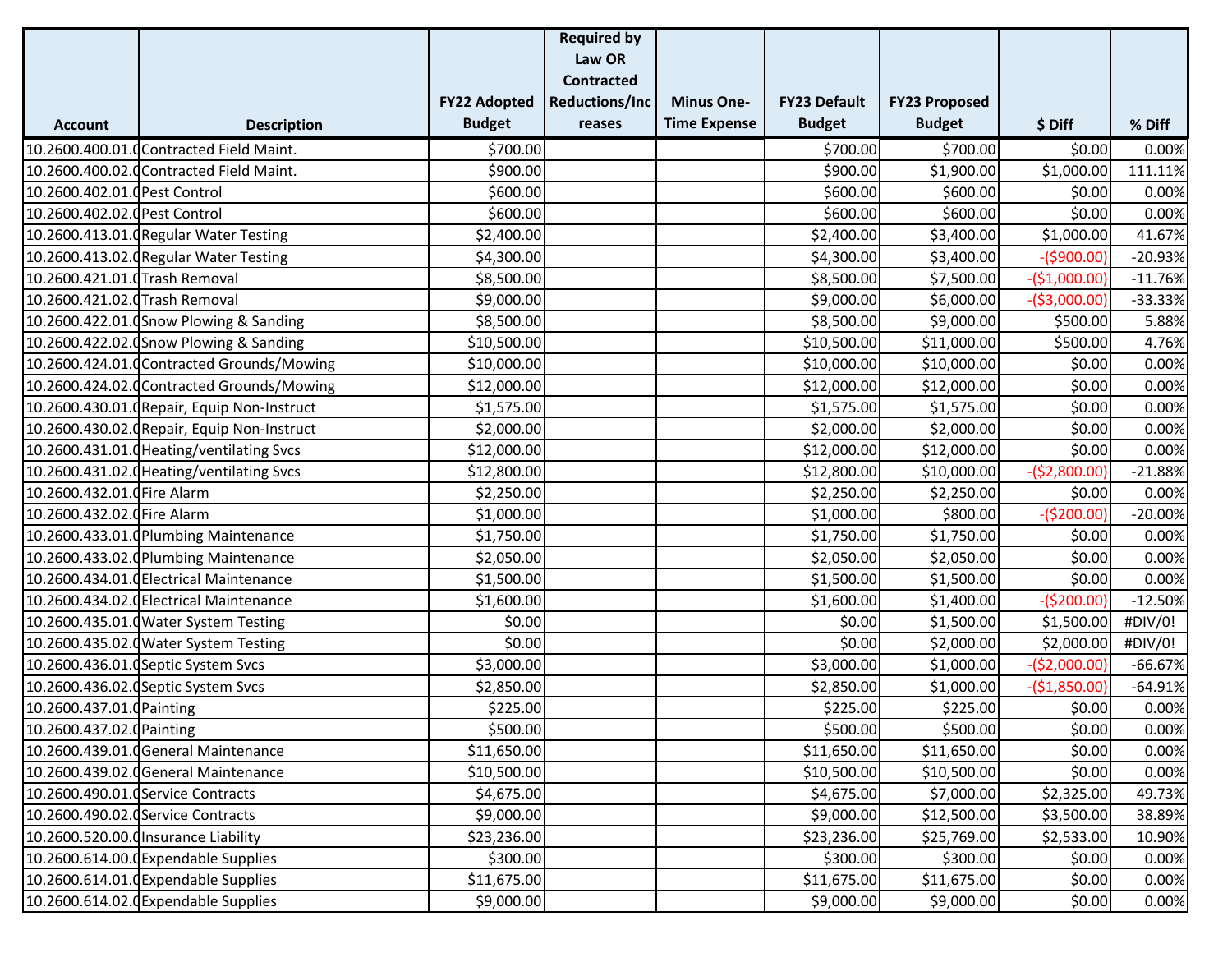| Account | Description | FY22 Adopted Budget | Required by Law OR Contracted Reductions/Increases | Minus One-Time Expense | FY23 Default Budget | FY23 Proposed Budget | $ Diff | % Diff |
|---|---|---|---|---|---|---|---|---|
| 10.2600.400.01.0 | Contracted Field Maint. | $700.00 | | | $700.00 | $700.00 | $0.00 | 0.00% |
| 10.2600.400.02.0 | Contracted Field Maint. | $900.00 | | | $900.00 | $1,900.00 | $1,000.00 | 111.11% |
| 10.2600.402.01.0 | Pest Control | $600.00 | | | $600.00 | $600.00 | $0.00 | 0.00% |
| 10.2600.402.02.0 | Pest Control | $600.00 | | | $600.00 | $600.00 | $0.00 | 0.00% |
| 10.2600.413.01.0 | Regular Water Testing | $2,400.00 | | | $2,400.00 | $3,400.00 | $1,000.00 | 41.67% |
| 10.2600.413.02.0 | Regular Water Testing | $4,300.00 | | | $4,300.00 | $3,400.00 | -($900.00) | -20.93% |
| 10.2600.421.01.0 | Trash Removal | $8,500.00 | | | $8,500.00 | $7,500.00 | -($1,000.00) | -11.76% |
| 10.2600.421.02.0 | Trash Removal | $9,000.00 | | | $9,000.00 | $6,000.00 | -($3,000.00) | -33.33% |
| 10.2600.422.01.0 | Snow Plowing & Sanding | $8,500.00 | | | $8,500.00 | $9,000.00 | $500.00 | 5.88% |
| 10.2600.422.02.0 | Snow Plowing & Sanding | $10,500.00 | | | $10,500.00 | $11,000.00 | $500.00 | 4.76% |
| 10.2600.424.01.0 | Contracted Grounds/Mowing | $10,000.00 | | | $10,000.00 | $10,000.00 | $0.00 | 0.00% |
| 10.2600.424.02.0 | Contracted Grounds/Mowing | $12,000.00 | | | $12,000.00 | $12,000.00 | $0.00 | 0.00% |
| 10.2600.430.01.0 | Repair, Equip Non-Instruct | $1,575.00 | | | $1,575.00 | $1,575.00 | $0.00 | 0.00% |
| 10.2600.430.02.0 | Repair, Equip Non-Instruct | $2,000.00 | | | $2,000.00 | $2,000.00 | $0.00 | 0.00% |
| 10.2600.431.01.0 | Heating/ventilating Svcs | $12,000.00 | | | $12,000.00 | $12,000.00 | $0.00 | 0.00% |
| 10.2600.431.02.0 | Heating/ventilating Svcs | $12,800.00 | | | $12,800.00 | $10,000.00 | -($2,800.00) | -21.88% |
| 10.2600.432.01.0 | Fire Alarm | $2,250.00 | | | $2,250.00 | $2,250.00 | $0.00 | 0.00% |
| 10.2600.432.02.0 | Fire Alarm | $1,000.00 | | | $1,000.00 | $800.00 | -($200.00) | -20.00% |
| 10.2600.433.01.0 | Plumbing Maintenance | $1,750.00 | | | $1,750.00 | $1,750.00 | $0.00 | 0.00% |
| 10.2600.433.02.0 | Plumbing Maintenance | $2,050.00 | | | $2,050.00 | $2,050.00 | $0.00 | 0.00% |
| 10.2600.434.01.0 | Electrical Maintenance | $1,500.00 | | | $1,500.00 | $1,500.00 | $0.00 | 0.00% |
| 10.2600.434.02.0 | Electrical Maintenance | $1,600.00 | | | $1,600.00 | $1,400.00 | -($200.00) | -12.50% |
| 10.2600.435.01.0 | Water System Testing | $0.00 | | | $0.00 | $1,500.00 | $1,500.00 | #DIV/0! |
| 10.2600.435.02.0 | Water System Testing | $0.00 | | | $0.00 | $2,000.00 | $2,000.00 | #DIV/0! |
| 10.2600.436.01.0 | Septic System Svcs | $3,000.00 | | | $3,000.00 | $1,000.00 | -($2,000.00) | -66.67% |
| 10.2600.436.02.0 | Septic System Svcs | $2,850.00 | | | $2,850.00 | $1,000.00 | -($1,850.00) | -64.91% |
| 10.2600.437.01.0 | Painting | $225.00 | | | $225.00 | $225.00 | $0.00 | 0.00% |
| 10.2600.437.02.0 | Painting | $500.00 | | | $500.00 | $500.00 | $0.00 | 0.00% |
| 10.2600.439.01.0 | General Maintenance | $11,650.00 | | | $11,650.00 | $11,650.00 | $0.00 | 0.00% |
| 10.2600.439.02.0 | General Maintenance | $10,500.00 | | | $10,500.00 | $10,500.00 | $0.00 | 0.00% |
| 10.2600.490.01.0 | Service Contracts | $4,675.00 | | | $4,675.00 | $7,000.00 | $2,325.00 | 49.73% |
| 10.2600.490.02.0 | Service Contracts | $9,000.00 | | | $9,000.00 | $12,500.00 | $3,500.00 | 38.89% |
| 10.2600.520.00.0 | Insurance Liability | $23,236.00 | | | $23,236.00 | $25,769.00 | $2,533.00 | 10.90% |
| 10.2600.614.00.0 | Expendable Supplies | $300.00 | | | $300.00 | $300.00 | $0.00 | 0.00% |
| 10.2600.614.01.0 | Expendable Supplies | $11,675.00 | | | $11,675.00 | $11,675.00 | $0.00 | 0.00% |
| 10.2600.614.02.0 | Expendable Supplies | $9,000.00 | | | $9,000.00 | $9,000.00 | $0.00 | 0.00% |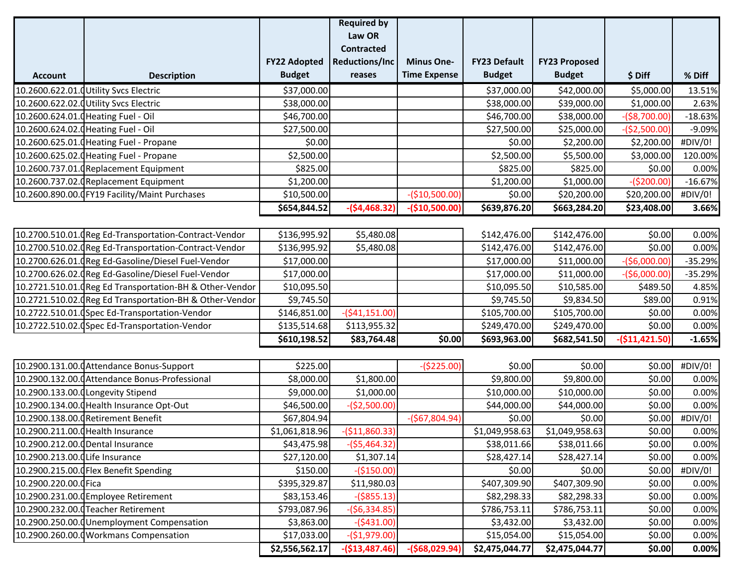| Account | Description | FY22 Adopted Budget | Required by Law OR Contracted Reductions/Increases | Minus One-Time Expense | FY23 Default Budget | FY23 Proposed Budget | $ Diff | % Diff |
|---|---|---|---|---|---|---|---|---|
| 10.2600.622.01.0 | Utility Svcs Electric | $37,000.00 | | | $37,000.00 | $42,000.00 | $5,000.00 | 13.51% |
| 10.2600.622.02.0 | Utility Svcs Electric | $38,000.00 | | | $38,000.00 | $39,000.00 | $1,000.00 | 2.63% |
| 10.2600.624.01.0 | Heating Fuel - Oil | $46,700.00 | | | $46,700.00 | $38,000.00 | -($8,700.00) | -18.63% |
| 10.2600.624.02.0 | Heating Fuel - Oil | $27,500.00 | | | $27,500.00 | $25,000.00 | -($2,500.00) | -9.09% |
| 10.2600.625.01.0 | Heating Fuel - Propane | $0.00 | | | $0.00 | $2,200.00 | $2,200.00 | #DIV/0! |
| 10.2600.625.02.0 | Heating Fuel - Propane | $2,500.00 | | | $2,500.00 | $5,500.00 | $3,000.00 | 120.00% |
| 10.2600.737.01.0 | Replacement Equipment | $825.00 | | | $825.00 | $825.00 | $0.00 | 0.00% |
| 10.2600.737.02.0 | Replacement Equipment | $1,200.00 | | | $1,200.00 | $1,000.00 | -($200.00) | -16.67% |
| 10.2600.890.00.0 | FY19 Facility/Maint Purchases | $10,500.00 | | -($10,500.00) | $0.00 | $20,200.00 | $20,200.00 | #DIV/0! |
| | | **$654,844.52** | **-($4,468.32)** | **-($10,500.00)** | **$639,876.20** | **$663,284.20** | **$23,408.00** | **3.66%** |
| | | | | | | | | |
| 10.2700.510.01.0 | Reg Ed-Transportation-Contract-Vendor | $136,995.92 | $5,480.08 | | $142,476.00 | $142,476.00 | $0.00 | 0.00% |
| 10.2700.510.02.0 | Reg Ed-Transportation-Contract-Vendor | $136,995.92 | $5,480.08 | | $142,476.00 | $142,476.00 | $0.00 | 0.00% |
| 10.2700.626.01.0 | Reg Ed-Gasoline/Diesel Fuel-Vendor | $17,000.00 | | | $17,000.00 | $11,000.00 | -($6,000.00) | -35.29% |
| 10.2700.626.02.0 | Reg Ed-Gasoline/Diesel Fuel-Vendor | $17,000.00 | | | $17,000.00 | $11,000.00 | -($6,000.00) | -35.29% |
| 10.2721.510.01.0 | Reg Ed Transportation-BH & Other-Vendor | $10,095.50 | | | $10,095.50 | $10,585.00 | $489.50 | 4.85% |
| 10.2721.510.02.0 | Reg Ed Transportation-BH & Other-Vendor | $9,745.50 | | | $9,745.50 | $9,834.50 | $89.00 | 0.91% |
| 10.2722.510.01.0 | Spec Ed-Transportation-Vendor | $146,851.00 | -($41,151.00) | | $105,700.00 | $105,700.00 | $0.00 | 0.00% |
| 10.2722.510.02.0 | Spec Ed-Transportation-Vendor | $135,514.68 | $113,955.32 | | $249,470.00 | $249,470.00 | $0.00 | 0.00% |
| | | **$610,198.52** | **$83,764.48** | **$0.00** | **$693,963.00** | **$682,541.50** | **-($11,421.50)** | **-1.65%** |
| | | | | | | | | |
| 10.2900.131.00.0 | Attendance Bonus-Support | $225.00 | | -($225.00) | $0.00 | $0.00 | $0.00 | #DIV/0! |
| 10.2900.132.00.0 | Attendance Bonus-Professional | $8,000.00 | $1,800.00 | | $9,800.00 | $9,800.00 | $0.00 | 0.00% |
| 10.2900.133.00.0 | Longevity Stipend | $9,000.00 | $1,000.00 | | $10,000.00 | $10,000.00 | $0.00 | 0.00% |
| 10.2900.134.00.0 | Health Insurance Opt-Out | $46,500.00 | -($2,500.00) | | $44,000.00 | $44,000.00 | $0.00 | 0.00% |
| 10.2900.138.00.0 | Retirement Benefit | $67,804.94 | | -($67,804.94) | $0.00 | $0.00 | $0.00 | #DIV/0! |
| 10.2900.211.00.0 | Health Insurance | $1,061,818.96 | -($11,860.33) | | $1,049,958.63 | $1,049,958.63 | $0.00 | 0.00% |
| 10.2900.212.00.0 | Dental Insurance | $43,475.98 | -($5,464.32) | | $38,011.66 | $38,011.66 | $0.00 | 0.00% |
| 10.2900.213.00.0 | Life Insurance | $27,120.00 | $1,307.14 | | $28,427.14 | $28,427.14 | $0.00 | 0.00% |
| 10.2900.215.00.0 | Flex Benefit Spending | $150.00 | -($150.00) | | $0.00 | $0.00 | $0.00 | #DIV/0! |
| 10.2900.220.00.0 | Fica | $395,329.87 | $11,980.03 | | $407,309.90 | $407,309.90 | $0.00 | 0.00% |
| 10.2900.231.00.0 | Employee Retirement | $83,153.46 | -($855.13) | | $82,298.33 | $82,298.33 | $0.00 | 0.00% |
| 10.2900.232.00.0 | Teacher Retirement | $793,087.96 | -($6,334.85) | | $786,753.11 | $786,753.11 | $0.00 | 0.00% |
| 10.2900.250.00.0 | Unemployment Compensation | $3,863.00 | -($431.00) | | $3,432.00 | $3,432.00 | $0.00 | 0.00% |
| 10.2900.260.00.0 | Workmans Compensation | $17,033.00 | -($1,979.00) | | $15,054.00 | $15,054.00 | $0.00 | 0.00% |
| | | **$2,556,562.17** | **-($13,487.46)** | **-($68,029.94)** | **$2,475,044.77** | **$2,475,044.77** | **$0.00** | **0.00%** |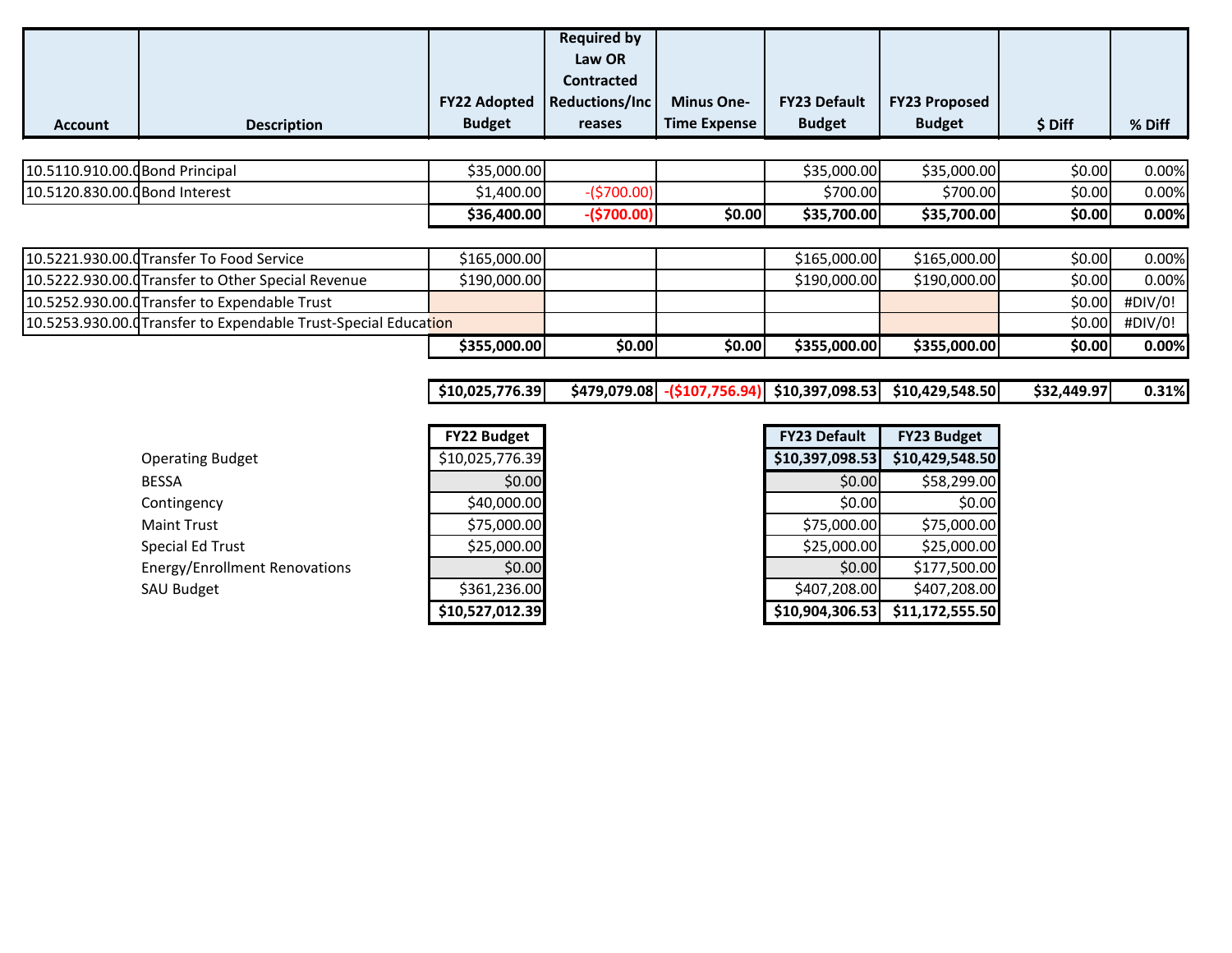| Account | Description | FY22 Adopted Budget | Required by Law OR Contracted Reductions/Increases | Minus One-Time Expense | FY23 Default Budget | FY23 Proposed Budget | $ Diff | % Diff |
|---|---|---|---|---|---|---|---|---|
| 10.5110.910.00.0 | Bond Principal | $35,000.00 | | | $35,000.00 | $35,000.00 | $0.00 | 0.00% |
| 10.5120.830.00.0 | Bond Interest | $1,400.00 | -($700.00) | | $700.00 | $700.00 | $0.00 | 0.00% |
| | | **$36,400.00** | **-($700.00)** | **$0.00** | **$35,700.00** | **$35,700.00** | **$0.00** | **0.00%** |
| 10.5221.930.00.0 | Transfer To Food Service | $165,000.00 | | | $165,000.00 | $165,000.00 | $0.00 | 0.00% |
| 10.5222.930.00.0 | Transfer to Other Special Revenue | $190,000.00 | | | $190,000.00 | $190,000.00 | $0.00 | 0.00% |
| 10.5252.930.00.0 | Transfer to Expendable Trust | | | | | | $0.00 | #DIV/0! |
| 10.5253.930.00.0 | Transfer to Expendable Trust-Special Education | | | | | | $0.00 | #DIV/0! |
| | | **$355,000.00** | **$0.00** | **$0.00** | **$355,000.00** | **$355,000.00** | **$0.00** | **0.00%** |
| | | **$10,025,776.39** | **$479,079.08** | **-($107,756.94)** | **$10,397,098.53** | **$10,429,548.50** | **$32,449.97** | **0.31%** |

| | FY22 Budget | FY23 Default | FY23 Budget |
|---|---|---|---|
| Operating Budget | $10,025,776.39 | **$10,397,098.53** | **$10,429,548.50** |
| BESSA | $0.00 | $0.00 | $58,299.00 |
| Contingency | $40,000.00 | $0.00 | $0.00 |
| Maint Trust | $75,000.00 | $75,000.00 | $75,000.00 |
| Special Ed Trust | $25,000.00 | $25,000.00 | $25,000.00 |
| Energy/Enrollment Renovations | $0.00 | $0.00 | $177,500.00 |
| SAU Budget | $361,236.00 | $407,208.00 | $407,208.00 |
| | **$10,527,012.39** | **$10,904,306.53** | **$11,172,555.50** |